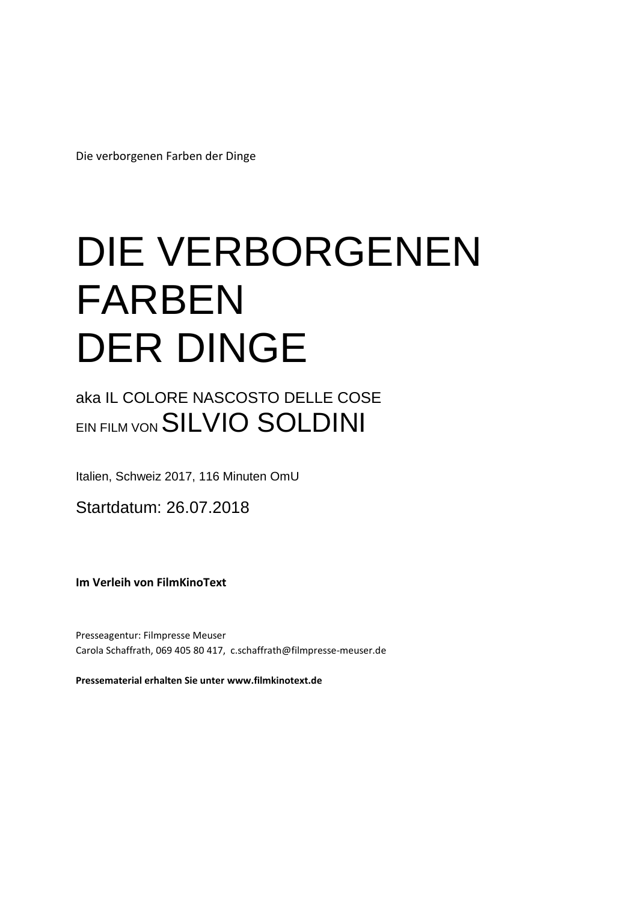Die verborgenen Farben der Dinge

# DIE VERBORGENEN FARBEN DER DINGE

aka IL COLORE NASCOSTO DELLE COSE

EIN FILM VON SILVIO SOLDINI

Italien, Schweiz 2017, 116 Minuten OmU

Startdatum: 26.07.2018

**Im Verleih von FilmKinoText**

Presseagentur: Filmpresse Meuser
Carola Schaffrath, 069 405 80 417, c.schaffrath@filmpresse-meuser.de

**Pressematerial erhalten Sie unter www.filmkinotext.de**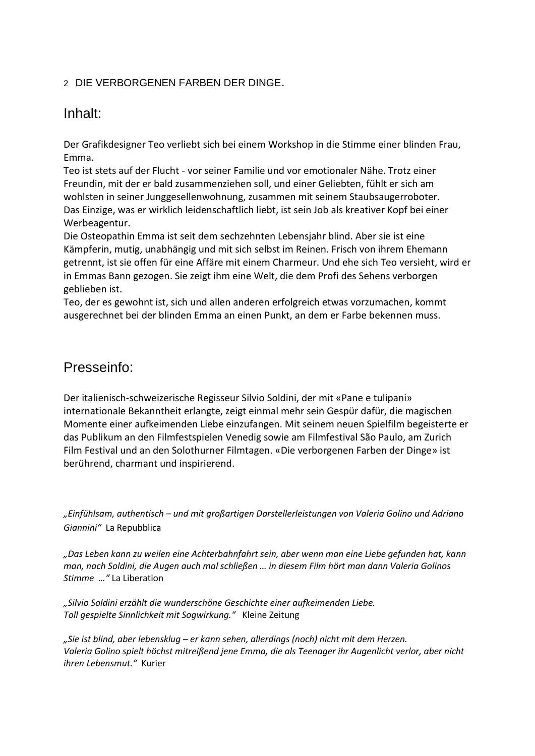2 DIE VERBORGENEN FARBEN DER DINGE.

## Inhalt:

Der Grafikdesigner Teo verliebt sich bei einem Workshop in die Stimme einer blinden Frau, Emma.
Teo ist stets auf der Flucht - vor seiner Familie und vor emotionaler Nähe. Trotz einer Freundin, mit der er bald zusammenziehen soll, und einer Geliebten, fühlt er sich am wohlsten in seiner Junggesellenwohnung, zusammen mit seinem Staubsaugerroboter.
Das Einzige, was er wirklich leidenschaftlich liebt, ist sein Job als kreativer Kopf bei einer Werbeagentur.
Die Osteopathin Emma ist seit dem sechzehnten Lebensjahr blind. Aber sie ist eine Kämpferin, mutig, unabhängig und mit sich selbst im Reinen. Frisch von ihrem Ehemann getrennt, ist sie offen für eine Affäre mit einem Charmeur. Und ehe sich Teo versieht, wird er in Emmas Bann gezogen. Sie zeigt ihm eine Welt, die dem Profi des Sehens verborgen geblieben ist.
Teo, der es gewohnt ist, sich und allen anderen erfolgreich etwas vorzumachen, kommt ausgerechnet bei der blinden Emma an einen Punkt, an dem er Farbe bekennen muss.

## Presseinfo:

Der italienisch-schweizerische Regisseur Silvio Soldini, der mit «Pane e tulipani» internationale Bekanntheit erlangte, zeigt einmal mehr sein Gespür dafür, die magischen Momente einer aufkeimenden Liebe einzufangen. Mit seinem neuen Spielfilm begeisterte er das Publikum an den Filmfestspielen Venedig sowie am Filmfestival São Paulo, am Zurich Film Festival und an den Solothurner Filmtagen. «Die verborgenen Farben der Dinge» ist berührend, charmant und inspirierend.

*„Einfühlsam, authentisch – und mit großartigen Darstellerleistungen von Valeria Golino und Adriano Giannini“* La Repubblica

*„Das Leben kann zu weilen eine Achterbahnfahrt sein, aber wenn man eine Liebe gefunden hat, kann man, nach Soldini, die Augen auch mal schließen … in diesem Film hört man dann Valeria Golinos Stimme …“* La Liberation

*„Silvio Soldini erzählt die wunderschöne Geschichte einer aufkeimenden Liebe. Toll gespielte Sinnlichkeit mit Sogwirkung.“* Kleine Zeitung

*„Sie ist blind, aber lebensklug – er kann sehen, allerdings (noch) nicht mit dem Herzen. Valeria Golino spielt höchst mitreißend jene Emma, die als Teenager ihr Augenlicht verlor, aber nicht ihren Lebensmut.“* Kurier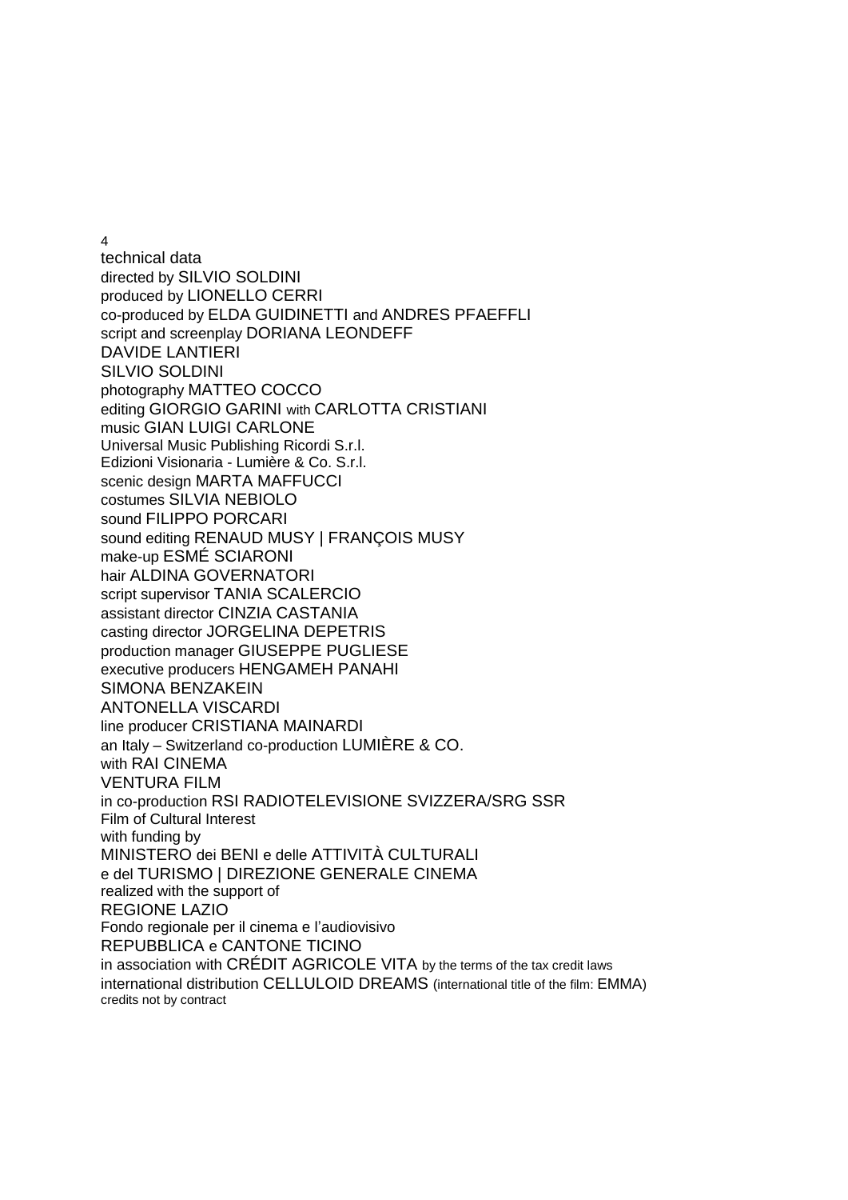technical data

directed by SILVIO SOLDINI
produced by LIONELLO CERRI
co-produced by ELDA GUIDINETTI and ANDRES PFAEFFLI
script and screenplay DORIANA LEONDEFF
DAVIDE LANTIERI
SILVIO SOLDINI
photography MATTEO COCCO
editing GIORGIO GARINI with CARLOTTA CRISTIANI
music GIAN LUIGI CARLONE
Universal Music Publishing Ricordi S.r.l.
Edizioni Visionaria - Lumière & Co. S.r.l.
scenic design MARTA MAFFUCCI
costumes SILVIA NEBIOLO
sound FILIPPO PORCARI
sound editing RENAUD MUSY | FRANÇOIS MUSY
make-up ESMÉ SCIARONI
hair ALDINA GOVERNATORI
script supervisor TANIA SCALERCIO
assistant director CINZIA CASTANIA
casting director JORGELINA DEPETRIS
production manager GIUSEPPE PUGLIESE
executive producers HENGAMEH PANAHI
SIMONA BENZAKEIN
ANTONELLA VISCARDI
line producer CRISTIANA MAINARDI
an Italy – Switzerland co-production LUMIÈRE & CO.
with RAI CINEMA
VENTURA FILM
in co-production RSI RADIOTELEVISIONE SVIZZERA/SRG SSR
Film of Cultural Interest
with funding by
MINISTERO dei BENI e delle ATTIVITÀ CULTURALI
e del TURISMO | DIREZIONE GENERALE CINEMA
realized with the support of
REGIONE LAZIO
Fondo regionale per il cinema e l'audiovisivo
REPUBBLICA e CANTONE TICINO
in association with CRÉDIT AGRICOLE VITA by the terms of the tax credit laws
international distribution CELLULOID DREAMS (international title of the film: EMMA)
credits not by contract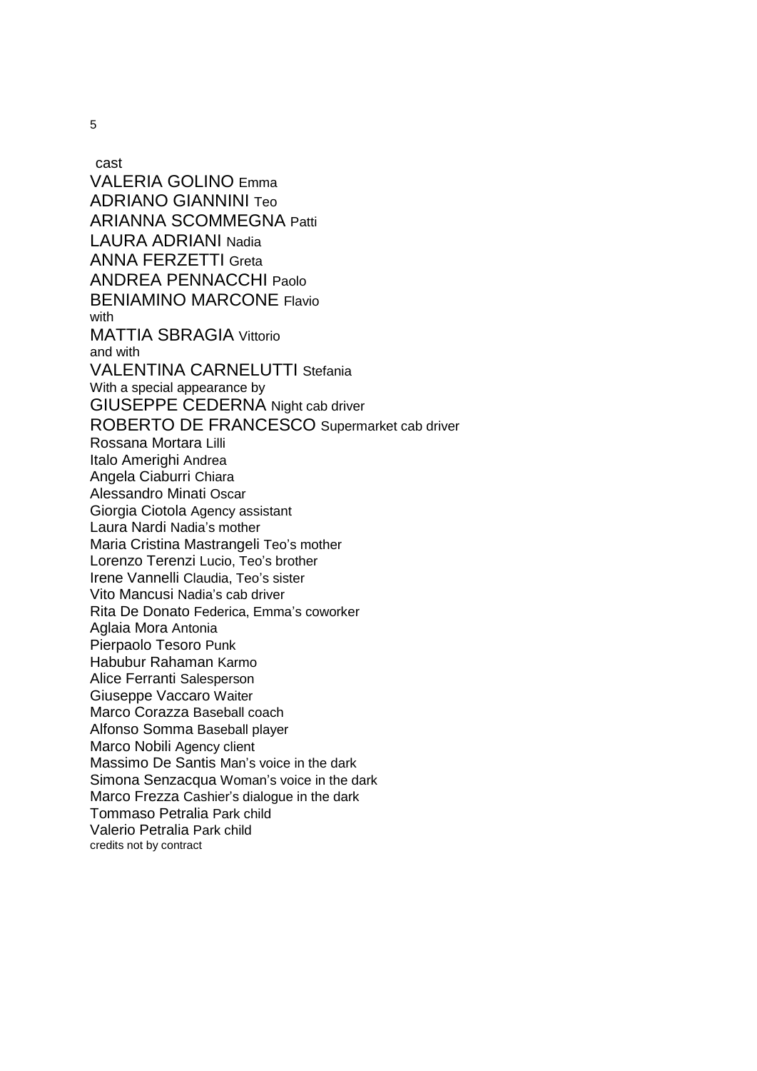## cast

**VALERIA GOLINO** Emma
**ADRIANO GIANNINI** Teo
**ARIANNA SCOMMEGNA** Patti
**LAURA ADRIANI** Nadia
**ANNA FERZETTI** Greta
**ANDREA PENNACCHI** Paolo
**BENIAMINO MARCONE** Flavio
with
**MATTIA SBRAGIA** Vittorio
and with
**VALENTINA CARNELUTTI** Stefania
With a special appearance by
**GIUSEPPE CEDERNA** Night cab driver
**ROBERTO DE FRANCESCO** Supermarket cab driver
Rossana Mortara Lilli
Italo Amerighi Andrea
Angela Ciaburri Chiara
Alessandro Minati Oscar
Giorgia Ciotola Agency assistant
Laura Nardi Nadia's mother
Maria Cristina Mastrangeli Teo's mother
Lorenzo Terenzi Lucio, Teo's brother
Irene Vannelli Claudia, Teo's sister
Vito Mancusi Nadia's cab driver
Rita De Donato Federica, Emma's coworker
Aglaia Mora Antonia
Pierpaolo Tesoro Punk
Habubur Rahaman Karmo
Alice Ferranti Salesperson
Giuseppe Vaccaro Waiter
Marco Corazza Baseball coach
Alfonso Somma Baseball player
Marco Nobili Agency client
Massimo De Santis Man's voice in the dark
Simona Senzacqua Woman's voice in the dark
Marco Frezza Cashier's dialogue in the dark
Tommaso Petralia Park child
Valerio Petralia Park child
credits not by contract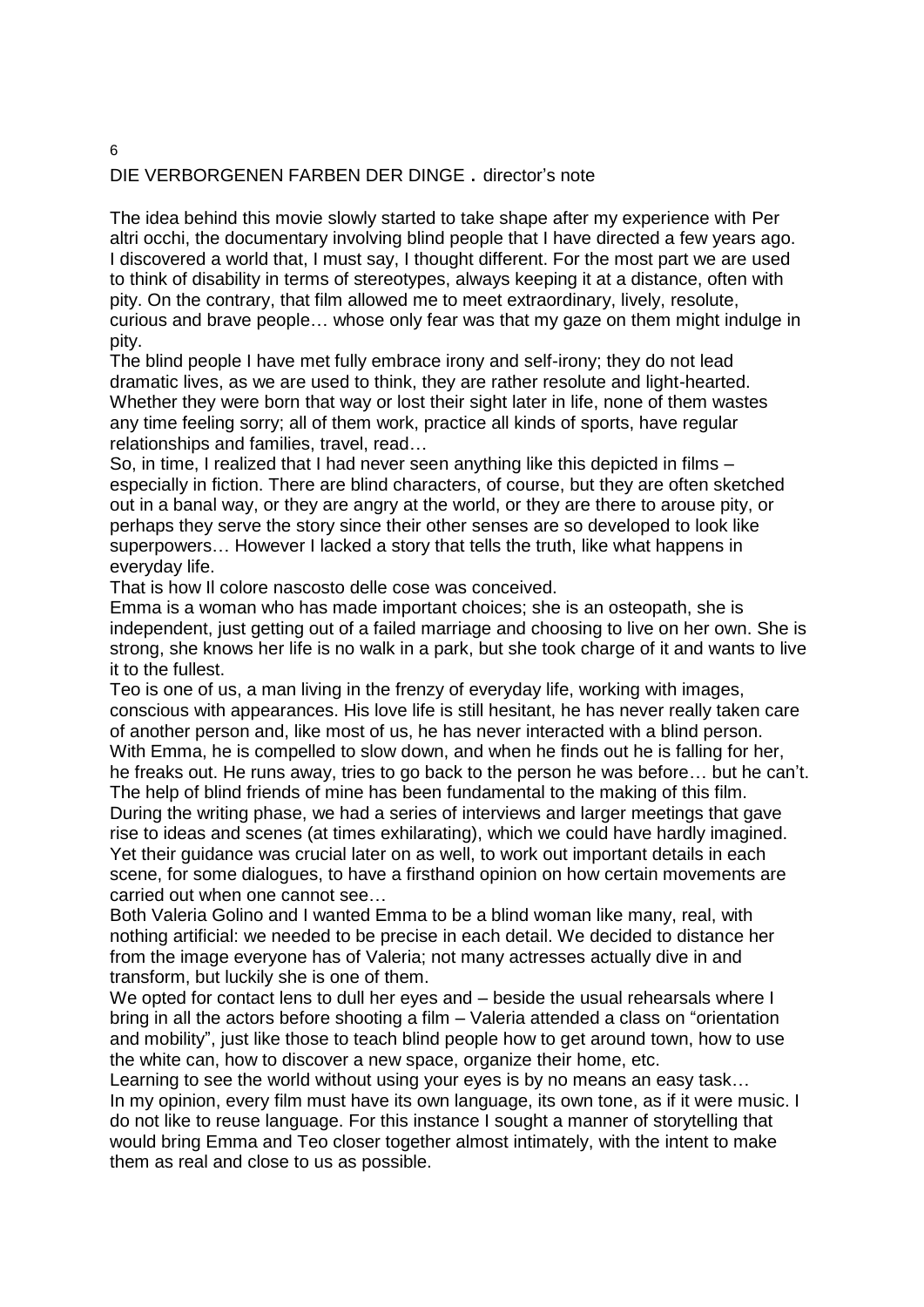## DIE VERBORGENEN FARBEN DER DINGE . director's note

The idea behind this movie slowly started to take shape after my experience with Per altri occhi, the documentary involving blind people that I have directed a few years ago. I discovered a world that, I must say, I thought different. For the most part we are used to think of disability in terms of stereotypes, always keeping it at a distance, often with pity. On the contrary, that film allowed me to meet extraordinary, lively, resolute, curious and brave people… whose only fear was that my gaze on them might indulge in pity.

The blind people I have met fully embrace irony and self-irony; they do not lead dramatic lives, as we are used to think, they are rather resolute and light-hearted. Whether they were born that way or lost their sight later in life, none of them wastes any time feeling sorry; all of them work, practice all kinds of sports, have regular relationships and families, travel, read…

So, in time, I realized that I had never seen anything like this depicted in films – especially in fiction. There are blind characters, of course, but they are often sketched out in a banal way, or they are angry at the world, or they are there to arouse pity, or perhaps they serve the story since their other senses are so developed to look like superpowers… However I lacked a story that tells the truth, like what happens in everyday life.

That is how Il colore nascosto delle cose was conceived.

Emma is a woman who has made important choices; she is an osteopath, she is independent, just getting out of a failed marriage and choosing to live on her own. She is strong, she knows her life is no walk in a park, but she took charge of it and wants to live it to the fullest.

Teo is one of us, a man living in the frenzy of everyday life, working with images, conscious with appearances. His love life is still hesitant, he has never really taken care of another person and, like most of us, he has never interacted with a blind person. With Emma, he is compelled to slow down, and when he finds out he is falling for her, he freaks out. He runs away, tries to go back to the person he was before… but he can't.

The help of blind friends of mine has been fundamental to the making of this film. During the writing phase, we had a series of interviews and larger meetings that gave rise to ideas and scenes (at times exhilarating), which we could have hardly imagined. Yet their guidance was crucial later on as well, to work out important details in each scene, for some dialogues, to have a firsthand opinion on how certain movements are carried out when one cannot see…

Both Valeria Golino and I wanted Emma to be a blind woman like many, real, with nothing artificial: we needed to be precise in each detail. We decided to distance her from the image everyone has of Valeria; not many actresses actually dive in and transform, but luckily she is one of them.

We opted for contact lens to dull her eyes and – beside the usual rehearsals where I bring in all the actors before shooting a film – Valeria attended a class on "orientation and mobility", just like those to teach blind people how to get around town, how to use the white can, how to discover a new space, organize their home, etc.

Learning to see the world without using your eyes is by no means an easy task…

In my opinion, every film must have its own language, its own tone, as if it were music. I do not like to reuse language. For this instance I sought a manner of storytelling that would bring Emma and Teo closer together almost intimately, with the intent to make them as real and close to us as possible.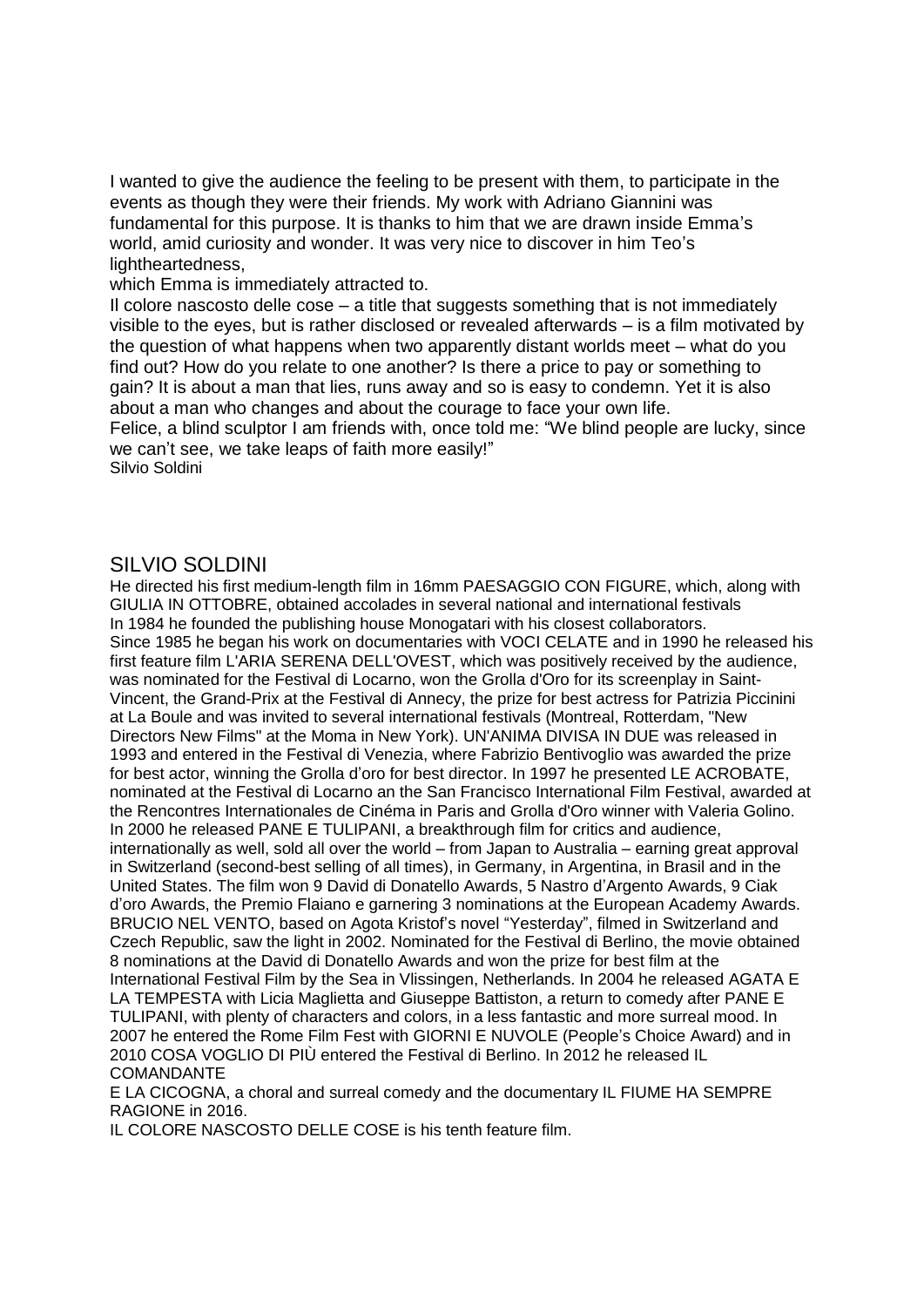I wanted to give the audience the feeling to be present with them, to participate in the events as though they were their friends. My work with Adriano Giannini was fundamental for this purpose. It is thanks to him that we are drawn inside Emma's world, amid curiosity and wonder. It was very nice to discover in him Teo's lightheartedness,
which Emma is immediately attracted to.
Il colore nascosto delle cose – a title that suggests something that is not immediately visible to the eyes, but is rather disclosed or revealed afterwards – is a film motivated by the question of what happens when two apparently distant worlds meet – what do you find out? How do you relate to one another? Is there a price to pay or something to gain? It is about a man that lies, runs away and so is easy to condemn. Yet it is also about a man who changes and about the courage to face your own life.
Felice, a blind sculptor I am friends with, once told me: "We blind people are lucky, since we can't see, we take leaps of faith more easily!"
Silvio Soldini

## SILVIO SOLDINI

He directed his first medium-length film in 16mm PAESAGGIO CON FIGURE, which, along with GIULIA IN OTTOBRE, obtained accolades in several national and international festivals
In 1984 he founded the publishing house Monogatari with his closest collaborators.
Since 1985 he began his work on documentaries with VOCI CELATE and in 1990 he released his first feature film L'ARIA SERENA DELL'OVEST, which was positively received by the audience, was nominated for the Festival di Locarno, won the Grolla d'Oro for its screenplay in Saint-Vincent, the Grand-Prix at the Festival di Annecy, the prize for best actress for Patrizia Piccinini at La Boule and was invited to several international festivals (Montreal, Rotterdam, "New Directors New Films" at the Moma in New York). UN'ANIMA DIVISA IN DUE was released in 1993 and entered in the Festival di Venezia, where Fabrizio Bentivoglio was awarded the prize for best actor, winning the Grolla d'oro for best director. In 1997 he presented LE ACROBATE, nominated at the Festival di Locarno an the San Francisco International Film Festival, awarded at the Rencontres Internationales de Cinéma in Paris and Grolla d'Oro winner with Valeria Golino. In 2000 he released PANE E TULIPANI, a breakthrough film for critics and audience, internationally as well, sold all over the world – from Japan to Australia – earning great approval in Switzerland (second-best selling of all times), in Germany, in Argentina, in Brasil and in the United States. The film won 9 David di Donatello Awards, 5 Nastro d'Argento Awards, 9 Ciak d'oro Awards, the Premio Flaiano e garnering 3 nominations at the European Academy Awards. BRUCIO NEL VENTO, based on Agota Kristof's novel "Yesterday", filmed in Switzerland and Czech Republic, saw the light in 2002. Nominated for the Festival di Berlino, the movie obtained 8 nominations at the David di Donatello Awards and won the prize for best film at the International Festival Film by the Sea in Vlissingen, Netherlands. In 2004 he released AGATA E LA TEMPESTA with Licia Maglietta and Giuseppe Battiston, a return to comedy after PANE E TULIPANI, with plenty of characters and colors, in a less fantastic and more surreal mood. In 2007 he entered the Rome Film Fest with GIORNI E NUVOLE (People's Choice Award) and in 2010 COSA VOGLIO DI PIÙ entered the Festival di Berlino. In 2012 he released IL COMANDANTE
E LA CICOGNA, a choral and surreal comedy and the documentary IL FIUME HA SEMPRE RAGIONE in 2016.
IL COLORE NASCOSTO DELLE COSE is his tenth feature film.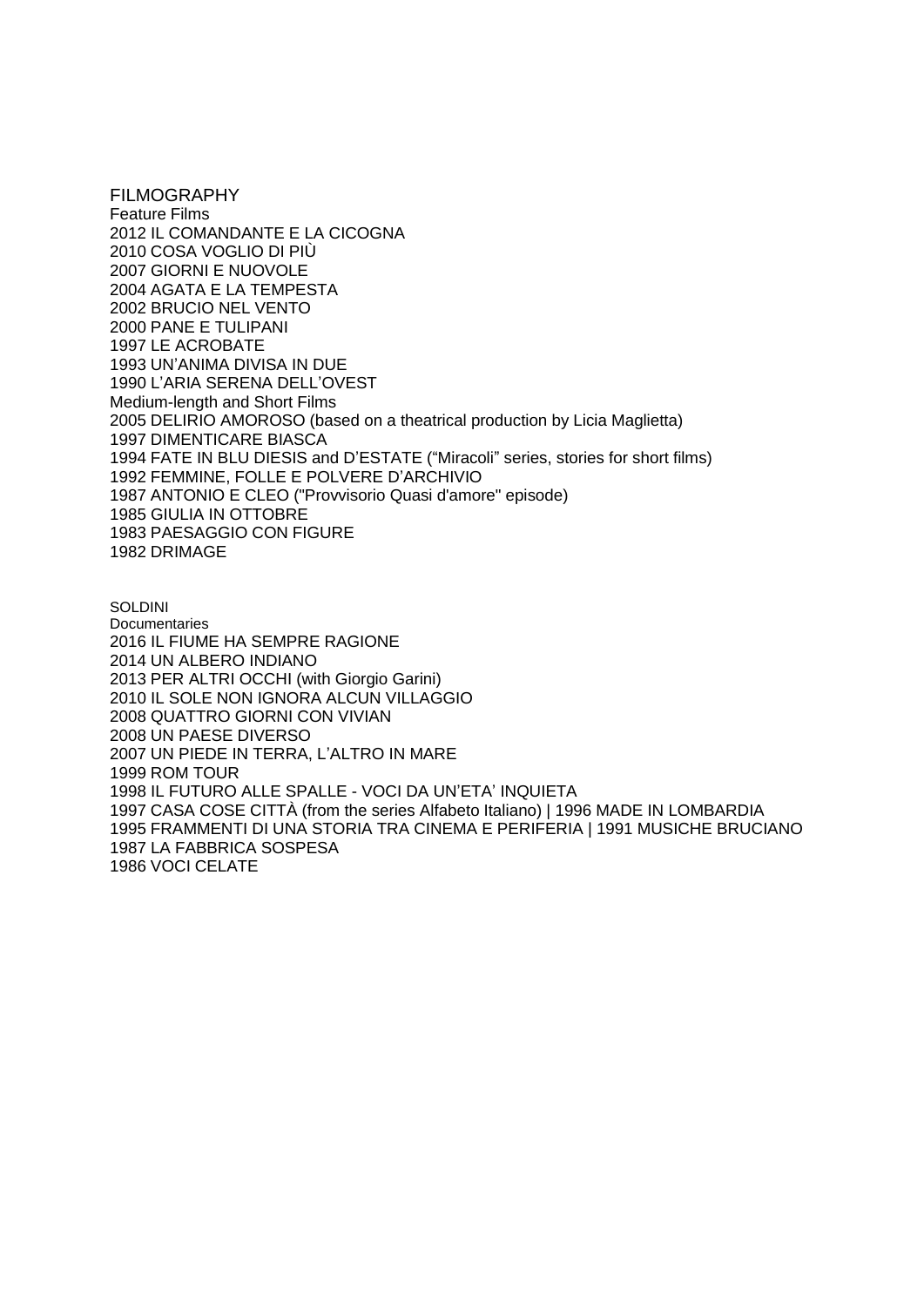# FILMOGRAPHY

## Feature Films

2012 IL COMANDANTE E LA CICOGNA
2010 COSA VOGLIO DI PIÙ
2007 GIORNI E NUOVOLE
2004 AGATA E LA TEMPESTA
2002 BRUCIO NEL VENTO
2000 PANE E TULIPANI
1997 LE ACROBATE
1993 UN'ANIMA DIVISA IN DUE
1990 L'ARIA SERENA DELL'OVEST

## Medium-length and Short Films

2005 DELIRIO AMOROSO (based on a theatrical production by Licia Maglietta)
1997 DIMENTICARE BIASCA
1994 FATE IN BLU DIESIS and D'ESTATE ("Miracoli" series, stories for short films)
1992 FEMMINE, FOLLE E POLVERE D'ARCHIVIO
1987 ANTONIO E CLEO ("Provvisorio Quasi d'amore" episode)
1985 GIULIA IN OTTOBRE
1983 PAESAGGIO CON FIGURE
1982 DRIMAGE

## Documentaries

2016 IL FIUME HA SEMPRE RAGIONE
2014 UN ALBERO INDIANO
2013 PER ALTRI OCCHI (with Giorgio Garini)
2010 IL SOLE NON IGNORA ALCUN VILLAGGIO
2008 QUATTRO GIORNI CON VIVIAN
2008 UN PAESE DIVERSO
2007 UN PIEDE IN TERRA, L'ALTRO IN MARE
1999 ROM TOUR
1998 IL FUTURO ALLE SPALLE - VOCI DA UN'ETA' INQUIETA
1997 CASA COSE CITTÀ (from the series Alfabeto Italiano) | 1996 MADE IN LOMBARDIA
1995 FRAMMENTI DI UNA STORIA TRA CINEMA E PERIFERIA | 1991 MUSICHE BRUCIANO
1987 LA FABBRICA SOSPESA
1986 VOCI CELATE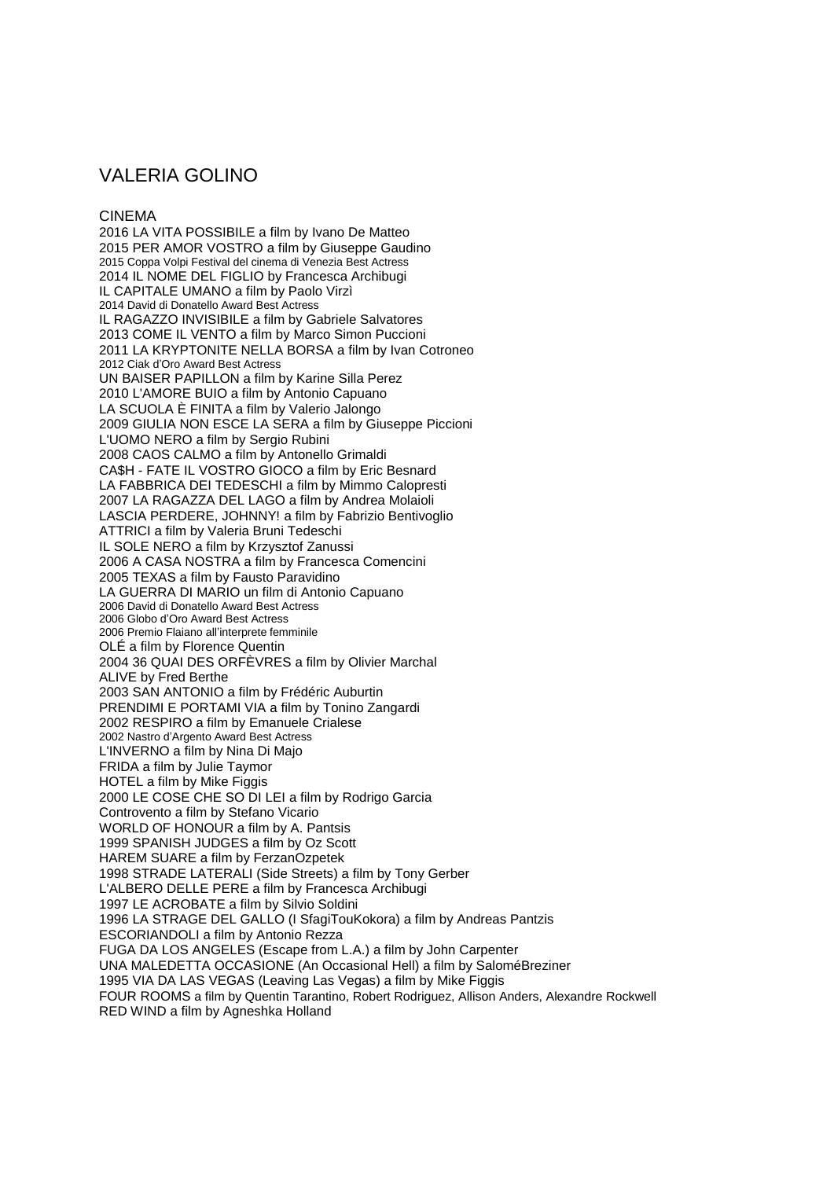# VALERIA GOLINO

## CINEMA

2016 LA VITA POSSIBILE a film by Ivano De Matteo
2015 PER AMOR VOSTRO a film by Giuseppe Gaudino
2015 Coppa Volpi Festival del cinema di Venezia Best Actress
2014 IL NOME DEL FIGLIO by Francesca Archibugi
IL CAPITALE UMANO a film by Paolo Virzì
2014 David di Donatello Award Best Actress
IL RAGAZZO INVISIBILE a film by Gabriele Salvatores
2013 COME IL VENTO a film by Marco Simon Puccioni
2011 LA KRYPTONITE NELLA BORSA a film by Ivan Cotroneo
2012 Ciak d'Oro Award Best Actress
UN BAISER PAPILLON a film by Karine Silla Perez
2010 L'AMORE BUIO a film by Antonio Capuano
LA SCUOLA È FINITA a film by Valerio Jalongo
2009 GIULIA NON ESCE LA SERA a film by Giuseppe Piccioni
L'UOMO NERO a film by Sergio Rubini
2008 CAOS CALMO a film by Antonello Grimaldi
CA$H - FATE IL VOSTRO GIOCO a film by Eric Besnard
LA FABBRICA DEI TEDESCHI a film by Mimmo Calopresti
2007 LA RAGAZZA DEL LAGO a film by Andrea Molaioli
LASCIA PERDERE, JOHNNY! a film by Fabrizio Bentivoglio
ATTRICI a film by Valeria Bruni Tedeschi
IL SOLE NERO a film by Krzysztof Zanussi
2006 A CASA NOSTRA a film by Francesca Comencini
2005 TEXAS a film by Fausto Paravidino
LA GUERRA DI MARIO un film di Antonio Capuano
2006 David di Donatello Award Best Actress
2006 Globo d'Oro Award Best Actress
2006 Premio Flaiano all'interprete femminile
OLÉ a film by Florence Quentin
2004 36 QUAI DES ORFÈVRES a film by Olivier Marchal
ALIVE by Fred Berthe
2003 SAN ANTONIO a film by Frédéric Auburtin
PRENDIMI E PORTAMI VIA a film by Tonino Zangardi
2002 RESPIRO a film by Emanuele Crialese
2002 Nastro d'Argento Award Best Actress
L'INVERNO a film by Nina Di Majo
FRIDA a film by Julie Taymor
HOTEL a film by Mike Figgis
2000 LE COSE CHE SO DI LEI a film by Rodrigo Garcia
Controvento a film by Stefano Vicario
WORLD OF HONOUR a film by A. Pantsis
1999 SPANISH JUDGES a film by Oz Scott
HAREM SUARE a film by FerzanOzpetek
1998 STRADE LATERALI (Side Streets) a film by Tony Gerber
L'ALBERO DELLE PERE a film by Francesca Archibugi
1997 LE ACROBATE a film by Silvio Soldini
1996 LA STRAGE DEL GALLO (I SfagiTouKokora) a film by Andreas Pantzis
ESCORIANDOLI a film by Antonio Rezza
FUGA DA LOS ANGELES (Escape from L.A.) a film by John Carpenter
UNA MALEDETTA OCCASIONE (An Occasional Hell) a film by SaloméBreziner
1995 VIA DA LAS VEGAS (Leaving Las Vegas) a film by Mike Figgis
FOUR ROOMS a film by Quentin Tarantino, Robert Rodriguez, Allison Anders, Alexandre Rockwell
RED WIND a film by Agneshka Holland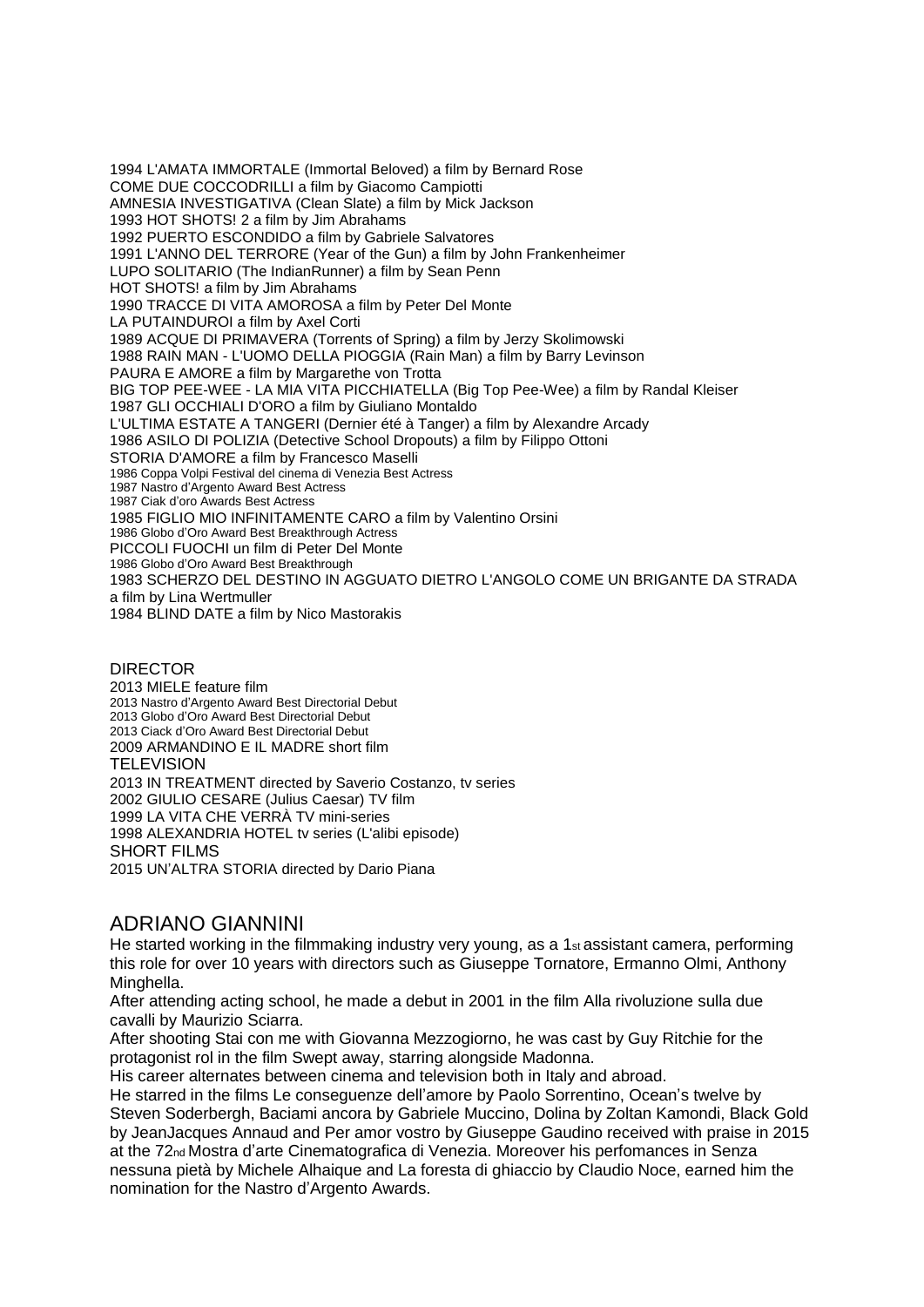1994 L'AMATA IMMORTALE (Immortal Beloved) a film by Bernard Rose
COME DUE COCCODRILLI a film by Giacomo Campiotti
AMNESIA INVESTIGATIVA (Clean Slate) a film by Mick Jackson
1993 HOT SHOTS! 2 a film by Jim Abrahams
1992 PUERTO ESCONDIDO a film by Gabriele Salvatores
1991 L'ANNO DEL TERRORE (Year of the Gun) a film by John Frankenheimer
LUPO SOLITARIO (The IndianRunner) a film by Sean Penn
HOT SHOTS! a film by Jim Abrahams
1990 TRACCE DI VITA AMOROSA a film by Peter Del Monte
LA PUTAINDUROI a film by Axel Corti
1989 ACQUE DI PRIMAVERA (Torrents of Spring) a film by Jerzy Skolimowski
1988 RAIN MAN - L'UOMO DELLA PIOGGIA (Rain Man) a film by Barry Levinson
PAURA E AMORE a film by Margarethe von Trotta
BIG TOP PEE-WEE - LA MIA VITA PICCHIATELLA (Big Top Pee-Wee) a film by Randal Kleiser
1987 GLI OCCHIALI D'ORO a film by Giuliano Montaldo
L'ULTIMA ESTATE A TANGERI (Dernier été à Tanger) a film by Alexandre Arcady
1986 ASILO DI POLIZIA (Detective School Dropouts) a film by Filippo Ottoni
STORIA D'AMORE a film by Francesco Maselli
1986 Coppa Volpi Festival del cinema di Venezia Best Actress
1987 Nastro d'Argento Award Best Actress
1987 Ciak d'oro Awards Best Actress
1985 FIGLIO MIO INFINITAMENTE CARO a film by Valentino Orsini
1986 Globo d'Oro Award Best Breakthrough Actress
PICCOLI FUOCHI un film di Peter Del Monte
1986 Globo d'Oro Award Best Breakthrough
1983 SCHERZO DEL DESTINO IN AGGUATO DIETRO L'ANGOLO COME UN BRIGANTE DA STRADA a film by Lina Wertmuller
1984 BLIND DATE a film by Nico Mastorakis

DIRECTOR
2013 MIELE feature film
2013 Nastro d'Argento Award Best Directorial Debut
2013 Globo d'Oro Award Best Directorial Debut
2013 Ciack d'Oro Award Best Directorial Debut
2009 ARMANDINO E IL MADRE short film
TELEVISION
2013 IN TREATMENT directed by Saverio Costanzo, tv series
2002 GIULIO CESARE (Julius Caesar) TV film
1999 LA VITA CHE VERRÀ TV mini-series
1998 ALEXANDRIA HOTEL tv series (L'alibi episode)
SHORT FILMS
2015 UN'ALTRA STORIA directed by Dario Piana

## ADRIANO GIANNINI

He started working in the filmmaking industry very young, as a 1st assistant camera, performing this role for over 10 years with directors such as Giuseppe Tornatore, Ermanno Olmi, Anthony Minghella.
After attending acting school, he made a debut in 2001 in the film Alla rivoluzione sulla due cavalli by Maurizio Sciarra.
After shooting Stai con me with Giovanna Mezzogiorno, he was cast by Guy Ritchie for the protagonist rol in the film Swept away, starring alongside Madonna.
His career alternates between cinema and television both in Italy and abroad.
He starred in the films Le conseguenze dell'amore by Paolo Sorrentino, Ocean's twelve by Steven Soderbergh, Baciami ancora by Gabriele Muccino, Dolina by Zoltan Kamondi, Black Gold by JeanJacques Annaud and Per amor vostro by Giuseppe Gaudino received with praise in 2015 at the 72nd Mostra d'arte Cinematografica di Venezia. Moreover his perfomances in Senza nessuna pietà by Michele Alhaique and La foresta di ghiaccio by Claudio Noce, earned him the nomination for the Nastro d'Argento Awards.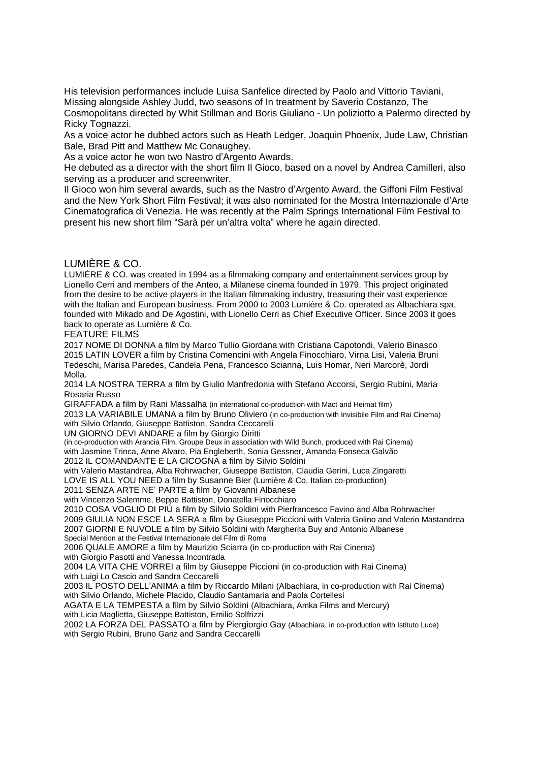His television performances include Luisa Sanfelice directed by Paolo and Vittorio Taviani, Missing alongside Ashley Judd, two seasons of In treatment by Saverio Costanzo, The Cosmopolitans directed by Whit Stillman and Boris Giuliano - Un poliziotto a Palermo directed by Ricky Tognazzi.
As a voice actor he dubbed actors such as Heath Ledger, Joaquin Phoenix, Jude Law, Christian Bale, Brad Pitt and Matthew Mc Conaughey.
As a voice actor he won two Nastro d'Argento Awards.
He debuted as a director with the short film Il Gioco, based on a novel by Andrea Camilleri, also serving as a producer and screenwriter.
Il Gioco won him several awards, such as the Nastro d'Argento Award, the Giffoni Film Festival and the New York Short Film Festival; it was also nominated for the Mostra Internazionale d'Arte Cinematografica di Venezia. He was recently at the Palm Springs International Film Festival to present his new short film "Sarà per un'altra volta" where he again directed.

## LUMIÈRE & CO.

LUMIÈRE & CO. was created in 1994 as a filmmaking company and entertainment services group by Lionello Cerri and members of the Anteo, a Milanese cinema founded in 1979. This project originated from the desire to be active players in the Italian filmmaking industry, treasuring their vast experience with the Italian and European business. From 2000 to 2003 Lumière & Co. operated as Albachiara spa, founded with Mikado and De Agostini, with Lionello Cerri as Chief Executive Officer. Since 2003 it goes back to operate as Lumière & Co.

### FEATURE FILMS

2017 NOME DI DONNA a film by Marco Tullio Giordana with Cristiana Capotondi, Valerio Binasco
2015 LATIN LOVER a film by Cristina Comencini with Angela Finocchiaro, Virna Lisi, Valeria Bruni Tedeschi, Marisa Paredes, Candela Pena, Francesco Scianna, Luis Homar, Neri Marcorè, Jordi Molla.
2014 LA NOSTRA TERRA a film by Giulio Manfredonia with Stefano Accorsi, Sergio Rubini, Maria Rosaria Russo
GIRAFFADA a film by Rani Massalha (in international co-production with Mact and Heimat film)
2013 LA VARIABILE UMANA a film by Bruno Oliviero (in co-production with Invisibile Film and Rai Cinema) with Silvio Orlando, Giuseppe Battiston, Sandra Ceccarelli
UN GIORNO DEVI ANDARE a film by Giorgio Diritti
(in co-production with Arancia Film, Groupe Deux in association with Wild Bunch, produced with Rai Cinema)
with Jasmine Trinca, Anne Alvaro, Pia Engleberth, Sonia Gessner, Amanda Fonseca Galvão
2012 IL COMANDANTE E LA CICOGNA a film by Silvio Soldini
with Valerio Mastandrea, Alba Rohrwacher, Giuseppe Battiston, Claudia Gerini, Luca Zingaretti
LOVE IS ALL YOU NEED a film by Susanne Bier (Lumière & Co. Italian co-production)
2011 SENZA ARTE NE' PARTE a film by Giovanni Albanese
with Vincenzo Salemme, Beppe Battiston, Donatella Finocchiaro
2010 COSA VOGLIO DI PIÙ a film by Silvio Soldini with Pierfrancesco Favino and Alba Rohrwacher
2009 GIULIA NON ESCE LA SERA a film by Giuseppe Piccioni with Valeria Golino and Valerio Mastandrea
2007 GIORNI E NUVOLE a film by Silvio Soldini with Margherita Buy and Antonio Albanese
Special Mention at the Festival Internazionale del Film di Roma
2006 QUALE AMORE a film by Maurizio Sciarra (in co-production with Rai Cinema)
with Giorgio Pasotti and Vanessa Incontrada
2004 LA VITA CHE VORREI a film by Giuseppe Piccioni (in co-production with Rai Cinema)
with Luigi Lo Cascio and Sandra Ceccarelli
2003 IL POSTO DELL'ANIMA a film by Riccardo Milani (Albachiara, in co-production with Rai Cinema)
with Silvio Orlando, Michele Placido, Claudio Santamaria and Paola Cortellesi
AGATA E LA TEMPESTA a film by Silvio Soldini (Albachiara, Amka Films and Mercury)
with Licia Maglietta, Giuseppe Battiston, Emilio Solfrizzi
2002 LA FORZA DEL PASSATO a film by Piergiorgio Gay (Albachiara, in co-production with Istituto Luce)
with Sergio Rubini, Bruno Ganz and Sandra Ceccarelli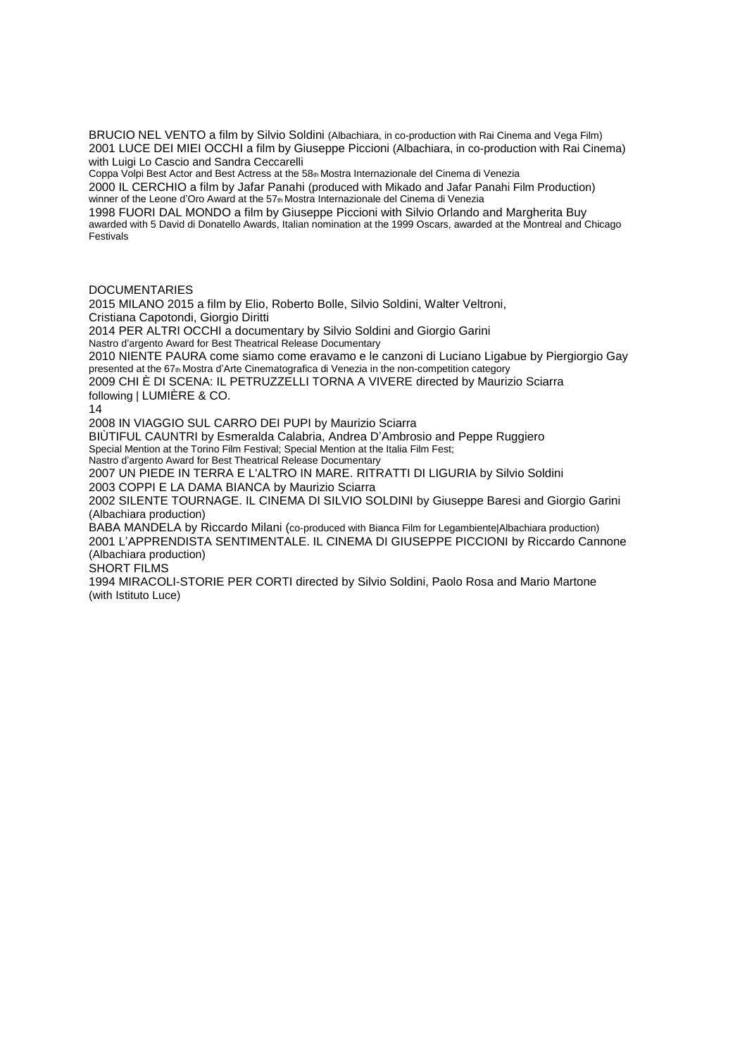BRUCIO NEL VENTO a film by Silvio Soldini (Albachiara, in co-production with Rai Cinema and Vega Film)
2001 LUCE DEI MIEI OCCHI a film by Giuseppe Piccioni (Albachiara, in co-production with Rai Cinema) with Luigi Lo Cascio and Sandra Ceccarelli
Coppa Volpi Best Actor and Best Actress at the 58th Mostra Internazionale del Cinema di Venezia
2000 IL CERCHIO a film by Jafar Panahi (produced with Mikado and Jafar Panahi Film Production)
winner of the Leone d'Oro Award at the 57th Mostra Internazionale del Cinema di Venezia
1998 FUORI DAL MONDO a film by Giuseppe Piccioni with Silvio Orlando and Margherita Buy
awarded with 5 David di Donatello Awards, Italian nomination at the 1999 Oscars, awarded at the Montreal and Chicago Festivals

DOCUMENTARIES

2015 MILANO 2015 a film by Elio, Roberto Bolle, Silvio Soldini, Walter Veltroni, Cristiana Capotondi, Giorgio Diritti
2014 PER ALTRI OCCHI a documentary by Silvio Soldini and Giorgio Garini
Nastro d'argento Award for Best Theatrical Release Documentary
2010 NIENTE PAURA come siamo come eravamo e le canzoni di Luciano Ligabue by Piergiorgio Gay
presented at the 67th Mostra d'Arte Cinematografica di Venezia in the non-competition category
2009 CHI È DI SCENA: IL PETRUZZELLI TORNA A VIVERE directed by Maurizio Sciarra
following | LUMIÈRE & CO.
14
2008 IN VIAGGIO SUL CARRO DEI PUPI by Maurizio Sciarra
BIÙTIFUL CAUNTRI by Esmeralda Calabria, Andrea D'Ambrosio and Peppe Ruggiero
Special Mention at the Torino Film Festival; Special Mention at the Italia Film Fest;
Nastro d'argento Award for Best Theatrical Release Documentary
2007 UN PIEDE IN TERRA E L'ALTRO IN MARE. RITRATTI DI LIGURIA by Silvio Soldini
2003 COPPI E LA DAMA BIANCA by Maurizio Sciarra
2002 SILENTE TOURNAGE. IL CINEMA DI SILVIO SOLDINI by Giuseppe Baresi and Giorgio Garini (Albachiara production)
BABA MANDELA by Riccardo Milani (co-produced with Bianca Film for Legambiente|Albachiara production)
2001 L'APPRENDISTA SENTIMENTALE. IL CINEMA DI GIUSEPPE PICCIONI by Riccardo Cannone (Albachiara production)

SHORT FILMS

1994 MIRACOLI-STORIE PER CORTI directed by Silvio Soldini, Paolo Rosa and Mario Martone (with Istituto Luce)